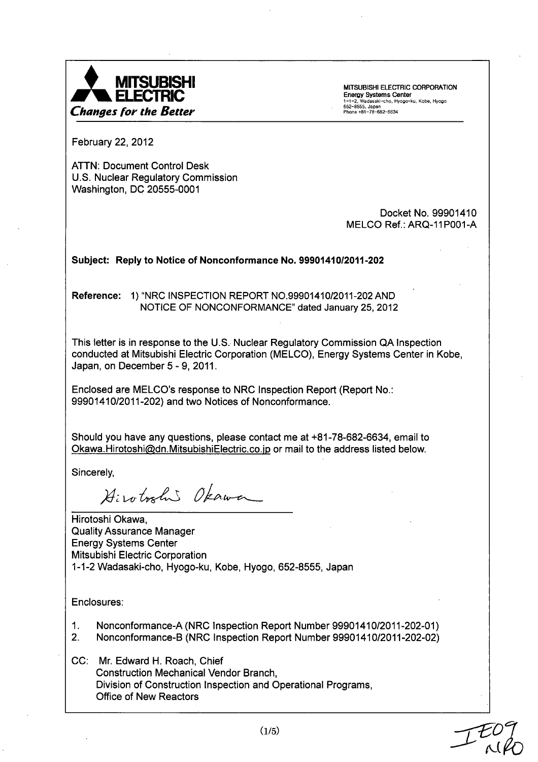**MITSUBISHI ELECTRIC**
*Changes for the Better*

MITSUBISHI ELECTRIC CORPORATION
Energy Systems Center
1-1-2, Wadasaki-cho, Hyogo-ku, Kobe, Hyogo
652-8555, Japan
Phone +81-78-682-6634

February 22, 2012

ATTN: Document Control Desk
U.S. Nuclear Regulatory Commission
Washington, DC 20555-0001

Docket No. 99901410
MELCO Ref.: ARQ-11P001-A

**Subject: Reply to Notice of Nonconformance No. 99901410/2011-202**

**Reference:** 1) "NRC INSPECTION REPORT NO.99901410/2011-202 AND NOTICE OF NONCONFORMANCE" dated January 25, 2012

This letter is in response to the U.S. Nuclear Regulatory Commission QA Inspection conducted at Mitsubishi Electric Corporation (MELCO), Energy Systems Center in Kobe, Japan, on December 5 - 9, 2011.

Enclosed are MELCO's response to NRC Inspection Report (Report No.: 99901410/2011-202) and two Notices of Nonconformance.

Should you have any questions, please contact me at +81-78-682-6634, email to Okawa.Hirotoshi@dn.MitsubishiElectric.co.jp or mail to the address listed below.

Sincerely,

Hirotoshi Okawa

Hirotoshi Okawa,
Quality Assurance Manager
Energy Systems Center
Mitsubishi Electric Corporation
1-1-2 Wadasaki-cho, Hyogo-ku, Kobe, Hyogo, 652-8555, Japan

Enclosures:

1. Nonconformance-A (NRC Inspection Report Number 99901410/2011-202-01)
2. Nonconformance-B (NRC Inspection Report Number 99901410/2011-202-02)

CC: Mr. Edward H. Roach, Chief
Construction Mechanical Vendor Branch,
Division of Construction Inspection and Operational Programs,
Office of New Reactors

IE09
NRO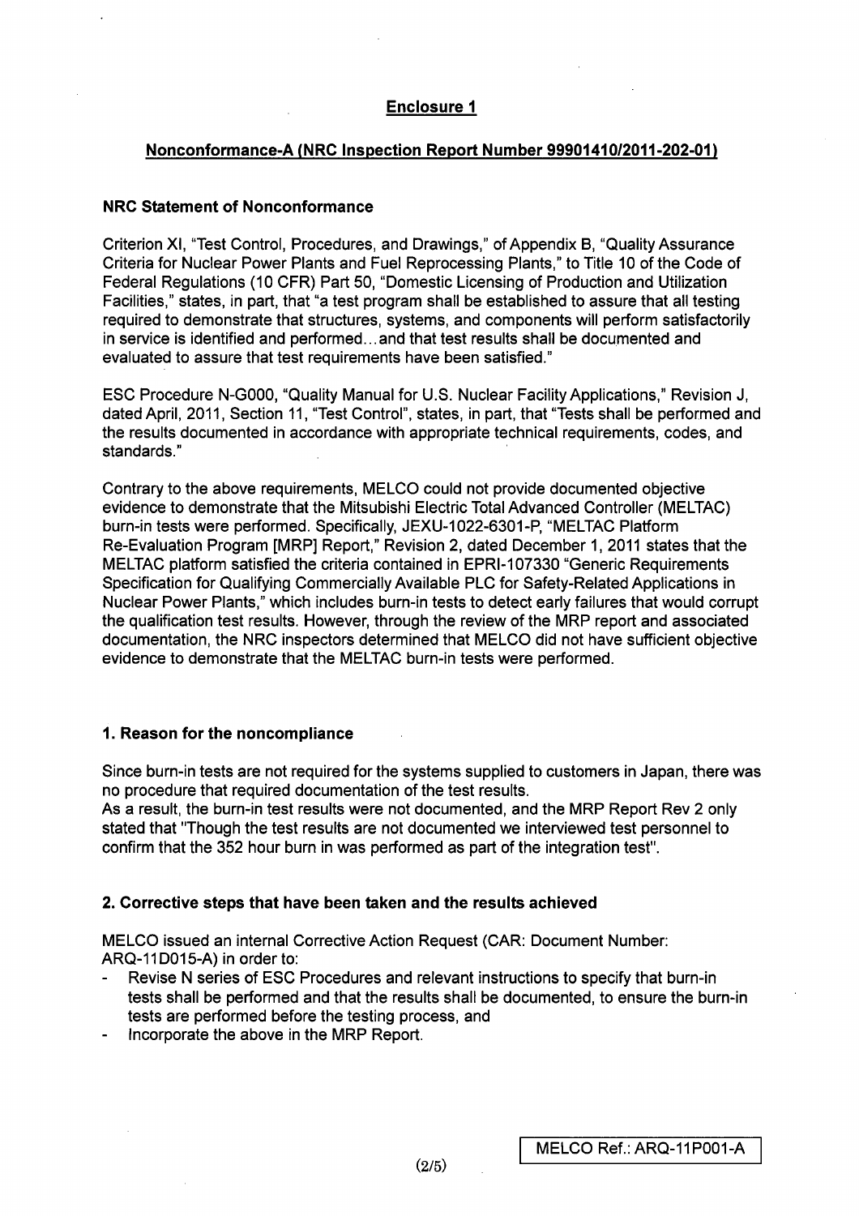## Enclosure 1

### Nonconformance-A (NRC Inspection Report Number 99901410/2011-202-01)

**NRC Statement of Nonconformance**

Criterion XI, "Test Control, Procedures, and Drawings," of Appendix B, "Quality Assurance Criteria for Nuclear Power Plants and Fuel Reprocessing Plants," to Title 10 of the Code of Federal Regulations (10 CFR) Part 50, "Domestic Licensing of Production and Utilization Facilities," states, in part, that "a test program shall be established to assure that all testing required to demonstrate that structures, systems, and components will perform satisfactorily in service is identified and performed...and that test results shall be documented and evaluated to assure that test requirements have been satisfied."

ESC Procedure N-G000, "Quality Manual for U.S. Nuclear Facility Applications," Revision J, dated April, 2011, Section 11, "Test Control", states, in part, that "Tests shall be performed and the results documented in accordance with appropriate technical requirements, codes, and standards."

Contrary to the above requirements, MELCO could not provide documented objective evidence to demonstrate that the Mitsubishi Electric Total Advanced Controller (MELTAC) burn-in tests were performed. Specifically, JEXU-1022-6301-P, "MELTAC Platform Re-Evaluation Program [MRP] Report," Revision 2, dated December 1, 2011 states that the MELTAC platform satisfied the criteria contained in EPRI-107330 "Generic Requirements Specification for Qualifying Commercially Available PLC for Safety-Related Applications in Nuclear Power Plants," which includes burn-in tests to detect early failures that would corrupt the qualification test results. However, through the review of the MRP report and associated documentation, the NRC inspectors determined that MELCO did not have sufficient objective evidence to demonstrate that the MELTAC burn-in tests were performed.

**1. Reason for the noncompliance**

Since burn-in tests are not required for the systems supplied to customers in Japan, there was no procedure that required documentation of the test results.
As a result, the burn-in test results were not documented, and the MRP Report Rev 2 only stated that "Though the test results are not documented we interviewed test personnel to confirm that the 352 hour burn in was performed as part of the integration test".

**2. Corrective steps that have been taken and the results achieved**

MELCO issued an internal Corrective Action Request (CAR: Document Number: ARQ-11D015-A) in order to:

- Revise N series of ESC Procedures and relevant instructions to specify that burn-in tests shall be performed and that the results shall be documented, to ensure the burn-in tests are performed before the testing process, and
- Incorporate the above in the MRP Report.

MELCO Ref.: ARQ-11P001-A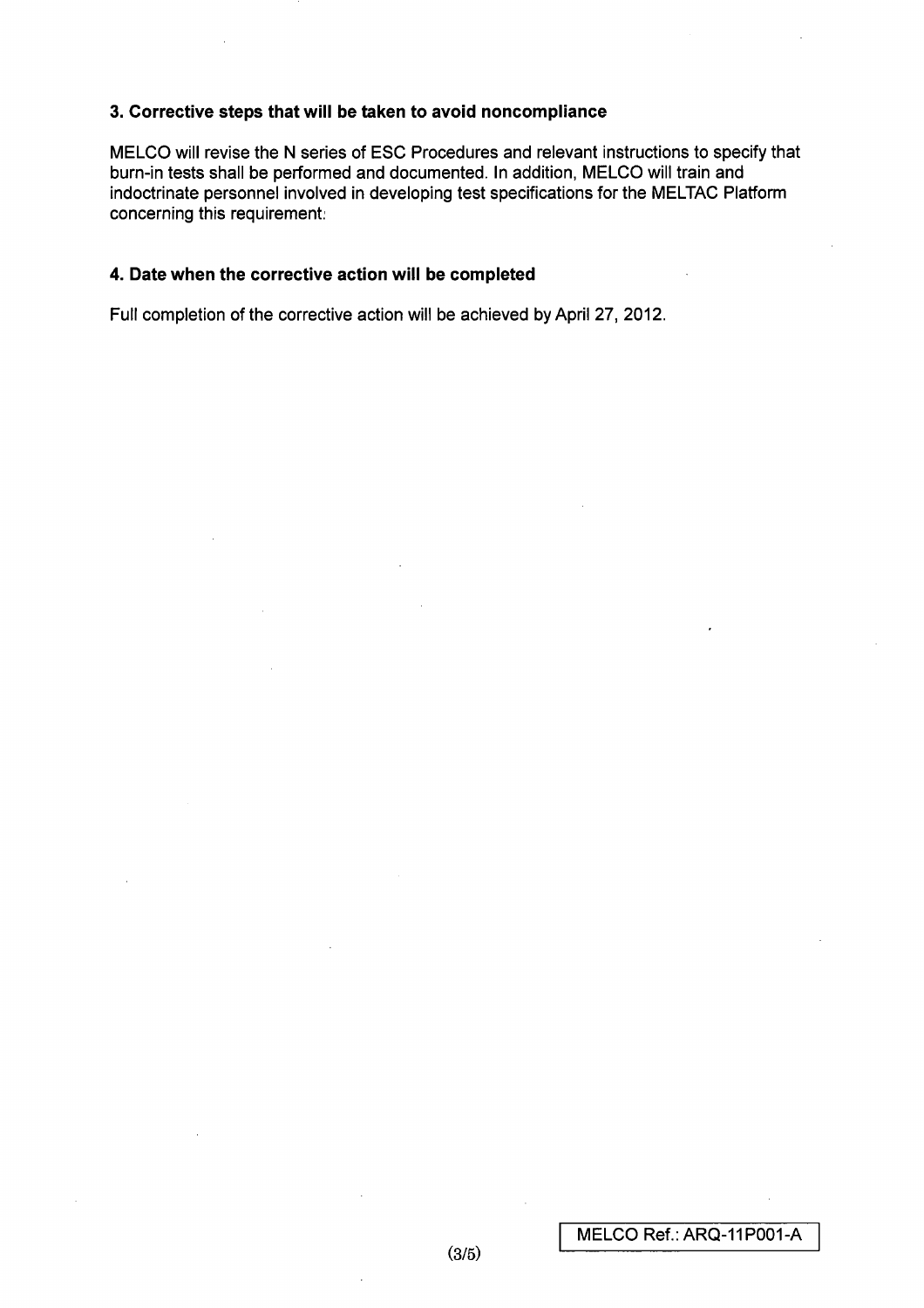### 3. Corrective steps that will be taken to avoid noncompliance

MELCO will revise the N series of ESC Procedures and relevant instructions to specify that burn-in tests shall be performed and documented. In addition, MELCO will train and indoctrinate personnel involved in developing test specifications for the MELTAC Platform concerning this requirement.

### 4. Date when the corrective action will be completed

Full completion of the corrective action will be achieved by April 27, 2012.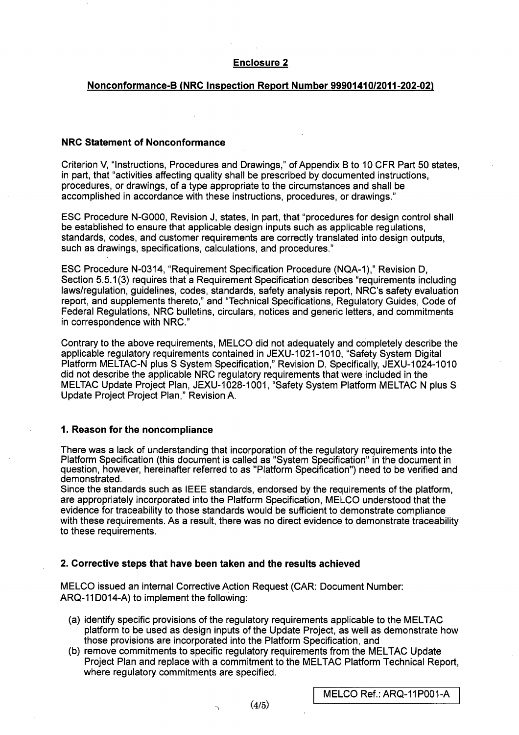## Enclosure 2

## Nonconformance-B (NRC Inspection Report Number 99901410/2011-202-02)

### NRC Statement of Nonconformance

Criterion V, "Instructions, Procedures and Drawings," of Appendix B to 10 CFR Part 50 states, in part, that "activities affecting quality shall be prescribed by documented instructions, procedures, or drawings, of a type appropriate to the circumstances and shall be accomplished in accordance with these instructions, procedures, or drawings."

ESC Procedure N-G000, Revision J, states, in part, that "procedures for design control shall be established to ensure that applicable design inputs such as applicable regulations, standards, codes, and customer requirements are correctly translated into design outputs, such as drawings, specifications, calculations, and procedures."

ESC Procedure N-0314, "Requirement Specification Procedure (NQA-1)," Revision D, Section 5.5.1(3) requires that a Requirement Specification describes "requirements including laws/regulation, guidelines, codes, standards, safety analysis report, NRC's safety evaluation report, and supplements thereto," and "Technical Specifications, Regulatory Guides, Code of Federal Regulations, NRC bulletins, circulars, notices and generic letters, and commitments in correspondence with NRC."

Contrary to the above requirements, MELCO did not adequately and completely describe the applicable regulatory requirements contained in JEXU-1021-1010, "Safety System Digital Platform MELTAC-N plus S System Specification," Revision D. Specifically, JEXU-1024-1010 did not describe the applicable NRC regulatory requirements that were included in the MELTAC Update Project Plan, JEXU-1028-1001, "Safety System Platform MELTAC N plus S Update Project Project Plan," Revision A.

### 1. Reason for the noncompliance

There was a lack of understanding that incorporation of the regulatory requirements into the Platform Specification (this document is called as "System Specification" in the document in question, however, hereinafter referred to as "Platform Specification") need to be verified and demonstrated.
Since the standards such as IEEE standards, endorsed by the requirements of the platform, are appropriately incorporated into the Platform Specification, MELCO understood that the evidence for traceability to those standards would be sufficient to demonstrate compliance with these requirements. As a result, there was no direct evidence to demonstrate traceability to these requirements.

### 2. Corrective steps that have been taken and the results achieved

MELCO issued an internal Corrective Action Request (CAR: Document Number: ARQ-11D014-A) to implement the following:

(a) identify specific provisions of the regulatory requirements applicable to the MELTAC platform to be used as design inputs of the Update Project, as well as demonstrate how those provisions are incorporated into the Platform Specification, and
(b) remove commitments to specific regulatory requirements from the MELTAC Update Project Plan and replace with a commitment to the MELTAC Platform Technical Report, where regulatory commitments are specified.

MELCO Ref.: ARQ-11P001-A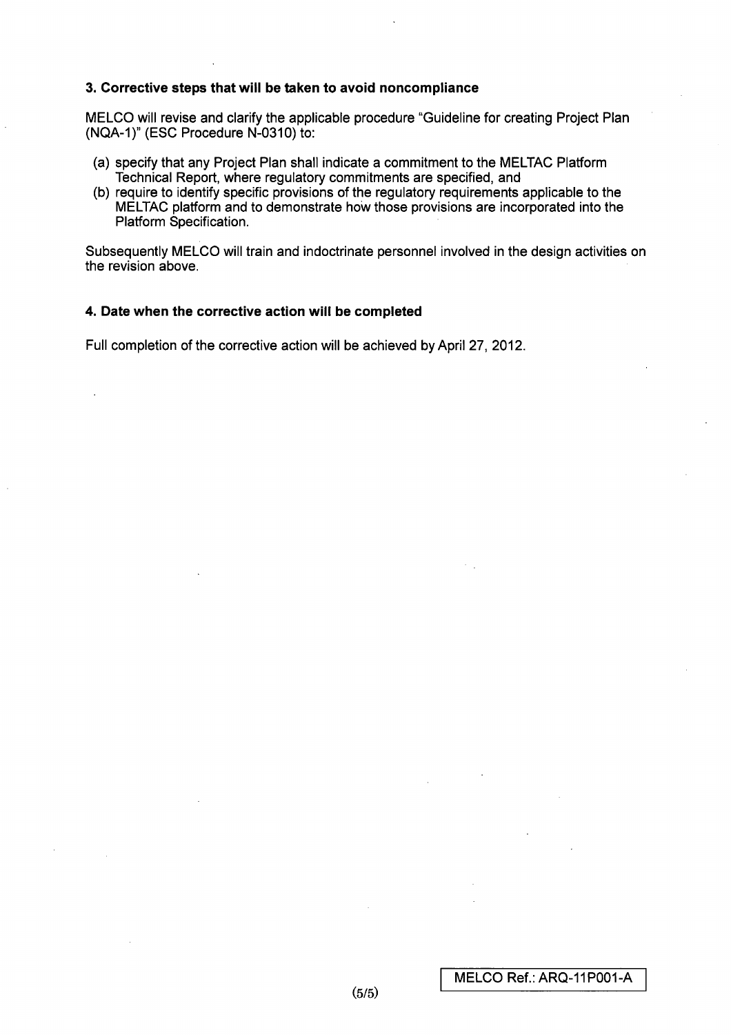### 3. Corrective steps that will be taken to avoid noncompliance

MELCO will revise and clarify the applicable procedure "Guideline for creating Project Plan (NQA-1)" (ESC Procedure N-0310) to:

(a) specify that any Project Plan shall indicate a commitment to the MELTAC Platform Technical Report, where regulatory commitments are specified, and
(b) require to identify specific provisions of the regulatory requirements applicable to the MELTAC platform and to demonstrate how those provisions are incorporated into the Platform Specification.

Subsequently MELCO will train and indoctrinate personnel involved in the design activities on the revision above.

### 4. Date when the corrective action will be completed

Full completion of the corrective action will be achieved by April 27, 2012.

MELCO Ref.: ARQ-11P001-A